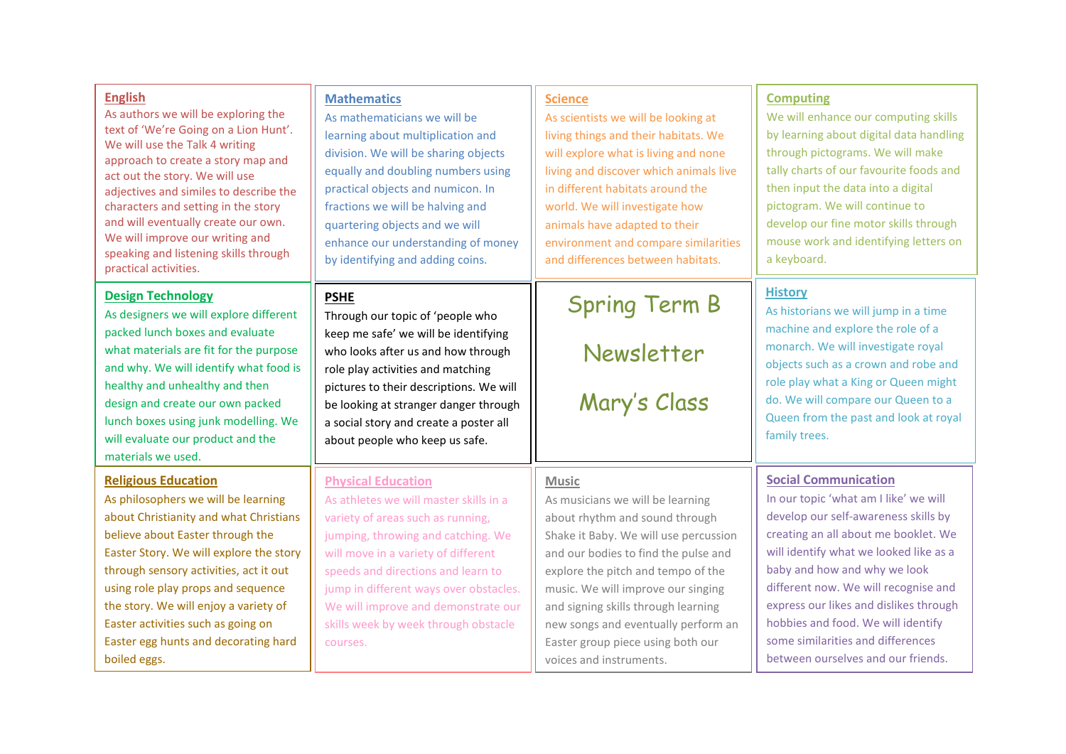# Spring Term B Newsletter

# Mary's Class

## English

As authors we will be exploring the text of 'We're Going on a Lion Hunt'. We will use the Talk 4 writing approach to create a story map and act out the story. We will use adjectives and similes to describe the characters and setting in the story and will eventually create our own. We will improve our writing and speaking and listening skills through practical activities.

## Mathematics

As mathematicians we will be learning about multiplication and division. We will be sharing objects equally and doubling numbers using practical objects and numicon. In fractions we will be halving and quartering objects and we will enhance our understanding of money by identifying and adding coins.

## Science

As scientists we will be looking at living things and their habitats. We will explore what is living and none living and discover which animals live in different habitats around the world. We will investigate how animals have adapted to their environment and compare similarities and differences between habitats.

## Computing

We will enhance our computing skills by learning about digital data handling through pictograms. We will make tally charts of our favourite foods and then input the data into a digital pictogram. We will continue to develop our fine motor skills through mouse work and identifying letters on a keyboard.

## Design Technology

As designers we will explore different packed lunch boxes and evaluate what materials are fit for the purpose and why. We will identify what food is healthy and unhealthy and then design and create our own packed lunch boxes using junk modelling. We will evaluate our product and the materials we used.

## PSHE

Through our topic of 'people who keep me safe' we will be identifying who looks after us and how through role play activities and matching pictures to their descriptions. We will be looking at stranger danger through a social story and create a poster all about people who keep us safe.

## History

As historians we will jump in a time machine and explore the role of a monarch. We will investigate royal objects such as a crown and robe and role play what a King or Queen might do. We will compare our Queen to a Queen from the past and look at royal family trees.

## Religious Education

As philosophers we will be learning about Christianity and what Christians believe about Easter through the Easter Story. We will explore the story through sensory activities, act it out using role play props and sequence the story. We will enjoy a variety of Easter activities such as going on Easter egg hunts and decorating hard boiled eggs.

## Physical Education

As athletes we will master skills in a variety of areas such as running, jumping, throwing and catching. We will move in a variety of different speeds and directions and learn to jump in different ways over obstacles. We will improve and demonstrate our skills week by week through obstacle courses.

## Music

As musicians we will be learning about rhythm and sound through Shake it Baby. We will use percussion and our bodies to find the pulse and explore the pitch and tempo of the music. We will improve our singing and signing skills through learning new songs and eventually perform an Easter group piece using both our voices and instruments.

## Social Communication

In our topic 'what am I like' we will develop our self-awareness skills by creating an all about me booklet. We will identify what we looked like as a baby and how and why we look different now. We will recognise and express our likes and dislikes through hobbies and food. We will identify some similarities and differences between ourselves and our friends.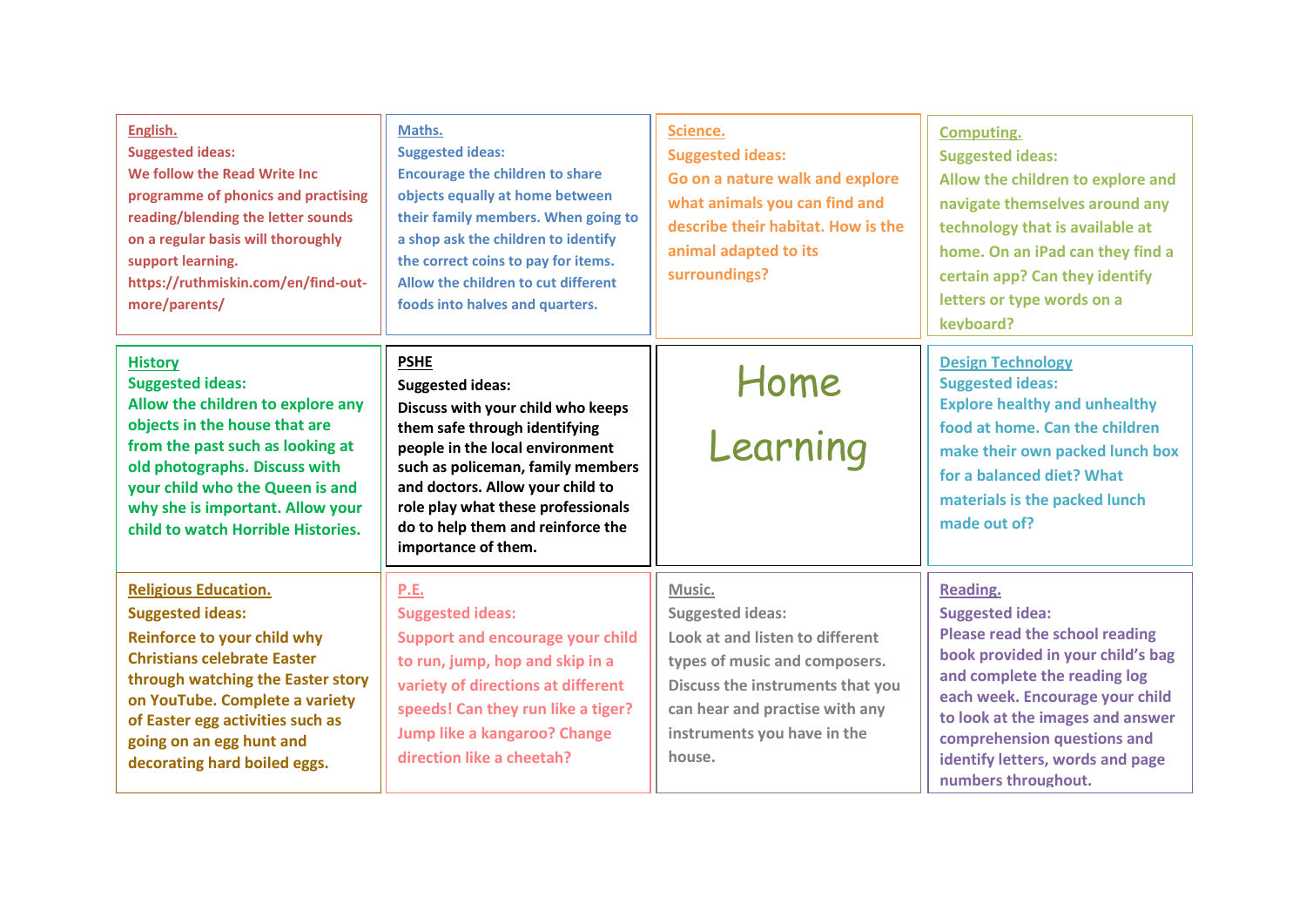# Home Learning

## English.

**Suggested ideas:**

We follow the Read Write Inc programme of phonics and practising reading/blending the letter sounds on a regular basis will thoroughly support learning.

https://ruthmiskin.com/en/find-out-more/parents/

## Maths.

**Suggested ideas:**

Encourage the children to share objects equally at home between their family members. When going to a shop ask the children to identify the correct coins to pay for items. Allow the children to cut different foods into halves and quarters.

## Science.

**Suggested ideas:**

Go on a nature walk and explore what animals you can find and describe their habitat. How is the animal adapted to its surroundings?

## Computing.

**Suggested ideas:**

Allow the children to explore and navigate themselves around any technology that is available at home. On an iPad can they find a certain app? Can they identify letters or type words on a keyboard?

## History

**Suggested ideas:**

Allow the children to explore any objects in the house that are from the past such as looking at old photographs. Discuss with your child who the Queen is and why she is important. Allow your child to watch Horrible Histories.

## PSHE

**Suggested ideas:**

Discuss with your child who keeps them safe through identifying people in the local environment such as policeman, family members and doctors. Allow your child to role play what these professionals do to help them and reinforce the importance of them.

## Design Technology

**Suggested ideas:**

Explore healthy and unhealthy food at home. Can the children make their own packed lunch box for a balanced diet? What materials is the packed lunch made out of?

## Religious Education.

**Suggested ideas:**

Reinforce to your child why Christians celebrate Easter through watching the Easter story on YouTube. Complete a variety of Easter egg activities such as going on an egg hunt and decorating hard boiled eggs.

## P.E.

**Suggested ideas:**

Support and encourage your child to run, jump, hop and skip in a variety of directions at different speeds! Can they run like a tiger? Jump like a kangaroo? Change direction like a cheetah?

## Music.

**Suggested ideas:**

Look at and listen to different types of music and composers. Discuss the instruments that you can hear and practise with any instruments you have in the house.

## Reading.

**Suggested idea:**

Please read the school reading book provided in your child's bag and complete the reading log each week. Encourage your child to look at the images and answer comprehension questions and identify letters, words and page numbers throughout.